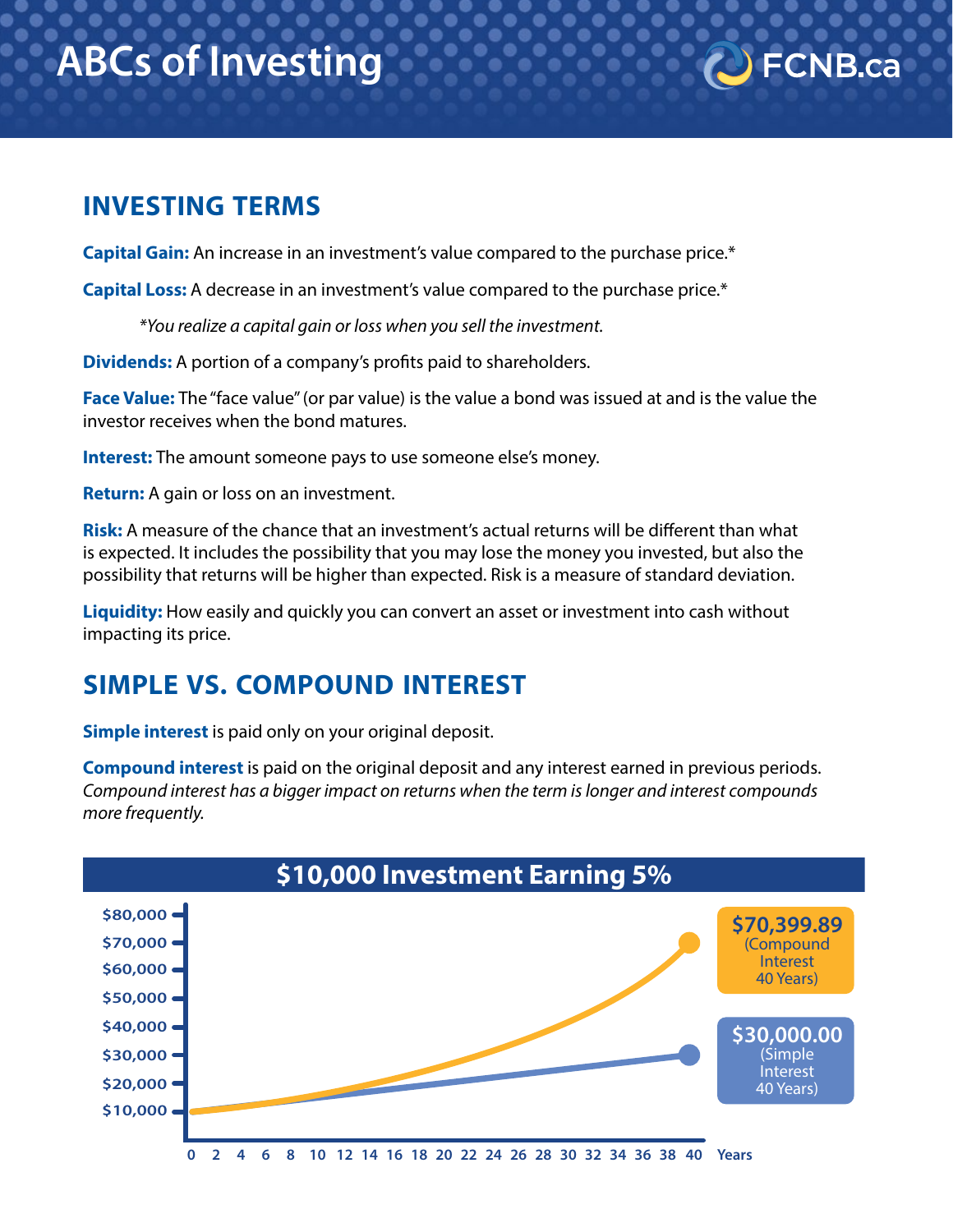# ABCs of Investing

FCNB.ca

## INVESTING TERMS

**Capital Gain:** An increase in an investment's value compared to the purchase price.*

**Capital Loss:** A decrease in an investment's value compared to the purchase price.*

*You realize a capital gain or loss when you sell the investment.*

**Dividends:** A portion of a company's profits paid to shareholders.

**Face Value:** The "face value" (or par value) is the value a bond was issued at and is the value the investor receives when the bond matures.

**Interest:** The amount someone pays to use someone else's money.

**Return:** A gain or loss on an investment.

**Risk:** A measure of the chance that an investment's actual returns will be different than what is expected. It includes the possibility that you may lose the money you invested, but also the possibility that returns will be higher than expected. Risk is a measure of standard deviation.

**Liquidity:** How easily and quickly you can convert an asset or investment into cash without impacting its price.

## SIMPLE VS. COMPOUND INTEREST

**Simple interest** is paid only on your original deposit.

**Compound interest** is paid on the original deposit and any interest earned in previous periods. *Compound interest has a bigger impact on returns when the term is longer and interest compounds more frequently.*

**$10,000 Investment Earning 5%**

$10,000 · $20,000 · $30,000 · $40,000 · $50,000 · $60,000 · $70,000 · $80,000

0 2 4 6 8 10 12 14 16 18 20 22 24 26 28 30 32 34 36 38 40 Years

**$70,399.89** (Compound Interest 40 Years)

**$30,000.00** (Simple Interest 40 Years)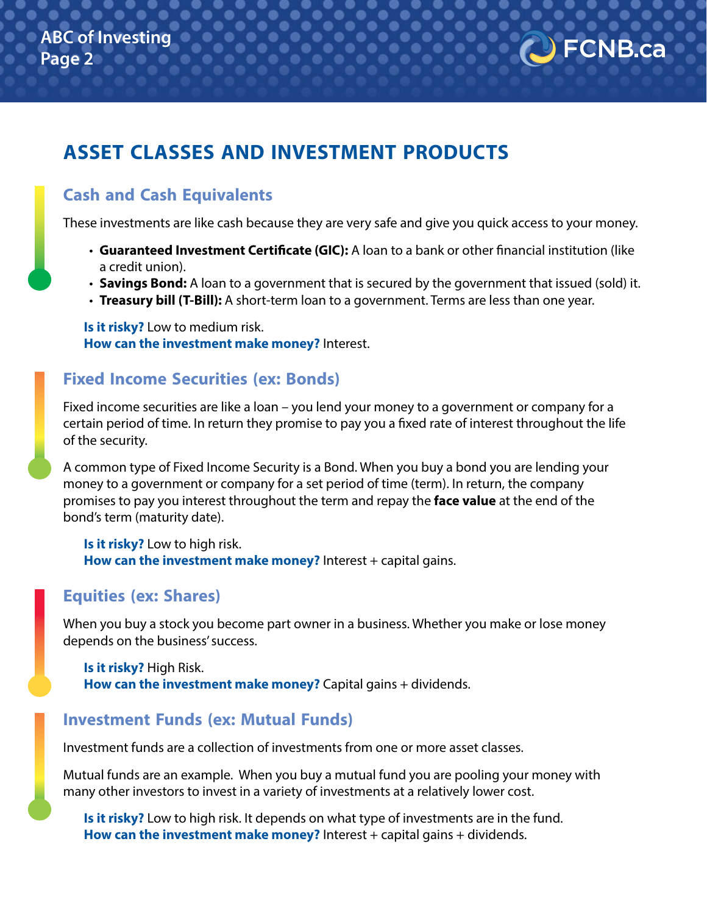## ASSET CLASSES AND INVESTMENT PRODUCTS

### Cash and Cash Equivalents

These investments are like cash because they are very safe and give you quick access to your money.

- **Guaranteed Investment Certificate (GIC):** A loan to a bank or other financial institution (like a credit union).
- **Savings Bond:** A loan to a government that is secured by the government that issued (sold) it.
- **Treasury bill (T-Bill):** A short-term loan to a government. Terms are less than one year.

**Is it risky?** Low to medium risk.
**How can the investment make money?** Interest.

### Fixed Income Securities (ex: Bonds)

Fixed income securities are like a loan – you lend your money to a government or company for a certain period of time. In return they promise to pay you a fixed rate of interest throughout the life of the security.

A common type of Fixed Income Security is a Bond. When you buy a bond you are lending your money to a government or company for a set period of time (term). In return, the company promises to pay you interest throughout the term and repay the **face value** at the end of the bond's term (maturity date).

**Is it risky?** Low to high risk.
**How can the investment make money?** Interest + capital gains.

### Equities (ex: Shares)

When you buy a stock you become part owner in a business. Whether you make or lose money depends on the business' success.

**Is it risky?** High Risk.
**How can the investment make money?** Capital gains + dividends.

### Investment Funds (ex: Mutual Funds)

Investment funds are a collection of investments from one or more asset classes.

Mutual funds are an example. When you buy a mutual fund you are pooling your money with many other investors to invest in a variety of investments at a relatively lower cost.

**Is it risky?** Low to high risk. It depends on what type of investments are in the fund.
**How can the investment make money?** Interest + capital gains + dividends.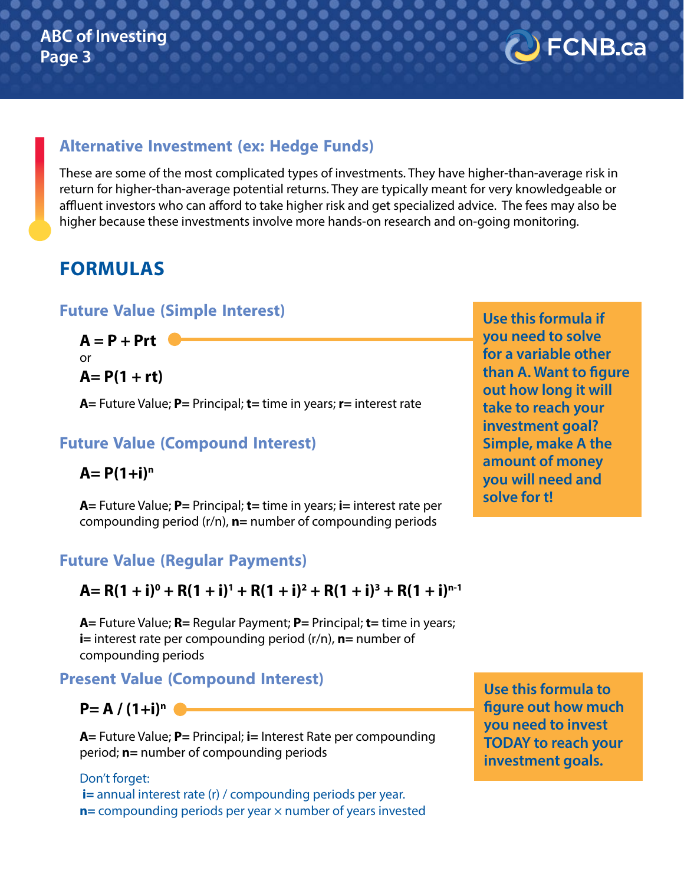## Alternative Investment (ex: Hedge Funds)

These are some of the most complicated types of investments. They have higher-than-average risk in return for higher-than-average potential returns. They are typically meant for very knowledgeable or affluent investors who can afford to take higher risk and get specialized advice. The fees may also be higher because these investments involve more hands-on research and on-going monitoring.

# FORMULAS

### Future Value (Simple Interest)

$$A = P + Prt$$

or

$$A = P(1 + rt)$$

**A=** Future Value; **P=** Principal; **t=** time in years; **r=** interest rate

**Use this formula if you need to solve for a variable other than A. Want to figure out how long it will take to reach your investment goal? Simple, make A the amount of money you will need and solve for t!**

### Future Value (Compound Interest)

$$A = P(1+i)^n$$

**A=** Future Value; **P=** Principal; **t=** time in years; **i=** interest rate per compounding period (r/n), **n=** number of compounding periods

### Future Value (Regular Payments)

$$A = R(1+i)^0 + R(1+i)^1 + R(1+i)^2 + R(1+i)^3 + R(1+i)^{n-1}$$

**A=** Future Value; **R=** Regular Payment; **P=** Principal; **t=** time in years; **i=** interest rate per compounding period (r/n), **n=** number of compounding periods

### Present Value (Compound Interest)

$$P = A / (1+i)^n$$

**A=** Future Value; **P=** Principal; **i=** Interest Rate per compounding period; **n=** number of compounding periods

**Use this formula to figure out how much you need to invest TODAY to reach your investment goals.**

Don't forget:

**i=** annual interest rate (r) / compounding periods per year.

**n=** compounding periods per year × number of years invested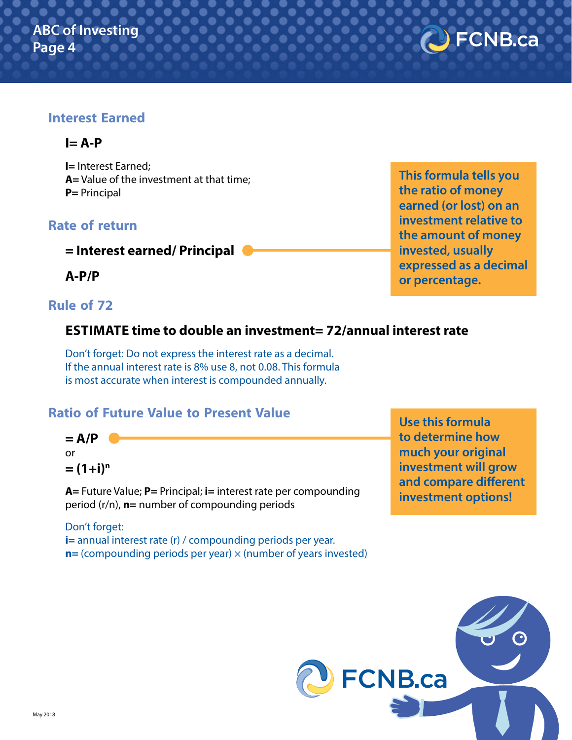## Interest Earned

**$I = A - P$**

**I=** Interest Earned;
**A=** Value of the investment at that time;
**P=** Principal

## Rate of return

**= Interest earned/ Principal**

**$A-P/P$**

This formula tells you the ratio of money earned (or lost) on an investment relative to the amount of money invested, usually expressed as a decimal or percentage.

## Rule of 72

**ESTIMATE time to double an investment= 72/annual interest rate**

Don't forget: Do not express the interest rate as a decimal. If the annual interest rate is 8% use 8, not 0.08. This formula is most accurate when interest is compounded annually.

## Ratio of Future Value to Present Value

**$= A/P$**

or

**$= (1+i)^n$**

**A=** Future Value; **P=** Principal; **i=** interest rate per compounding period (r/n), **n=** number of compounding periods

Use this formula to determine how much your original investment will grow and compare different investment options!

Don't forget:
**i=** annual interest rate (r) / compounding periods per year.
**n=** (compounding periods per year) × (number of years invested)

FCNB.ca

May 2018